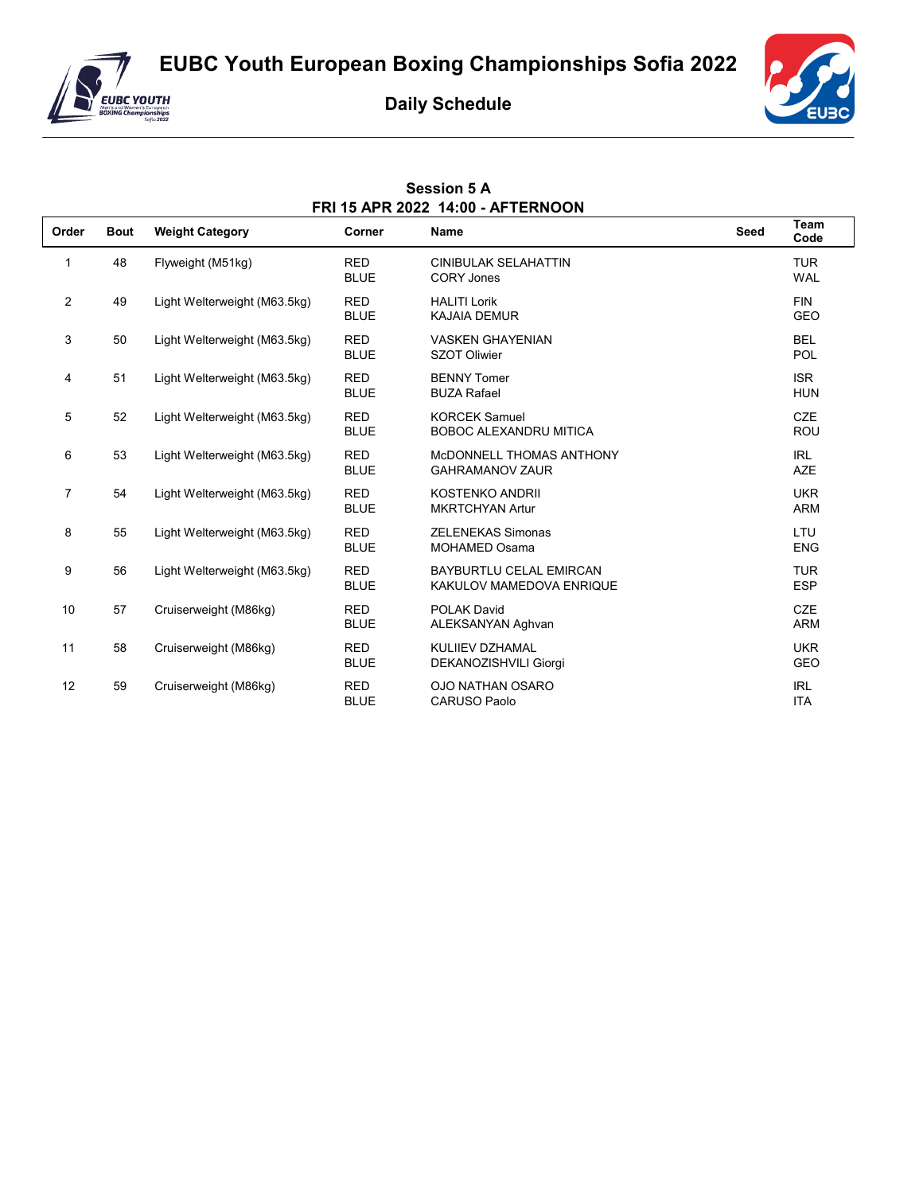# EUBC Youth European Boxing Championships Sofia 2022

## Daily Schedule

### Session 5 A
### FRI 15 APR 2022 14:00 - AFTERNOON

| Order | Bout | Weight Category | Corner | Name | Seed | Team Code |
|---|---|---|---|---|---|---|
| 1 | 48 | Flyweight (M51kg) | RED | CINIBULAK SELAHATTIN | | TUR |
| | | | BLUE | CORY Jones | | WAL |
| 2 | 49 | Light Welterweight (M63.5kg) | RED | HALITI Lorik | | FIN |
| | | | BLUE | KAJAIA DEMUR | | GEO |
| 3 | 50 | Light Welterweight (M63.5kg) | RED | VASKEN GHAYENIAN | | BEL |
| | | | BLUE | SZOT Oliwier | | POL |
| 4 | 51 | Light Welterweight (M63.5kg) | RED | BENNY Tomer | | ISR |
| | | | BLUE | BUZA Rafael | | HUN |
| 5 | 52 | Light Welterweight (M63.5kg) | RED | KORCEK Samuel | | CZE |
| | | | BLUE | BOBOC ALEXANDRU MITICA | | ROU |
| 6 | 53 | Light Welterweight (M63.5kg) | RED | McDONNELL THOMAS ANTHONY | | IRL |
| | | | BLUE | GAHRAMANOV ZAUR | | AZE |
| 7 | 54 | Light Welterweight (M63.5kg) | RED | KOSTENKO ANDRII | | UKR |
| | | | BLUE | MKRTCHYAN Artur | | ARM |
| 8 | 55 | Light Welterweight (M63.5kg) | RED | ZELENEKAS Simonas | | LTU |
| | | | BLUE | MOHAMED Osama | | ENG |
| 9 | 56 | Light Welterweight (M63.5kg) | RED | BAYBURTLU CELAL EMIRCAN | | TUR |
| | | | BLUE | KAKULOV MAMEDOVA ENRIQUE | | ESP |
| 10 | 57 | Cruiserweight (M86kg) | RED | POLAK David | | CZE |
| | | | BLUE | ALEKSANYAN Aghvan | | ARM |
| 11 | 58 | Cruiserweight (M86kg) | RED | KULIIEV DZHAMAL | | UKR |
| | | | BLUE | DEKANOZISHVILI Giorgi | | GEO |
| 12 | 59 | Cruiserweight (M86kg) | RED | OJO NATHAN OSARO | | IRL |
| | | | BLUE | CARUSO Paolo | | ITA |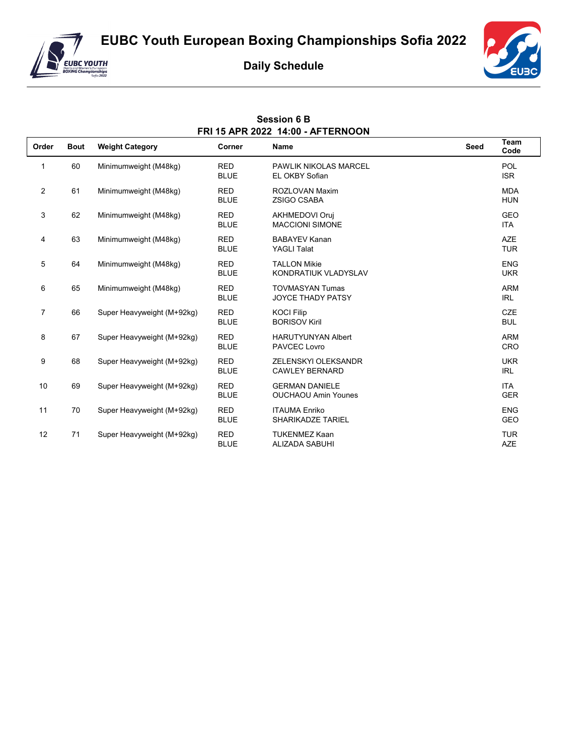# EUBC Youth European Boxing Championships Sofia 2022

## Daily Schedule

### Session 6 B
### FRI 15 APR 2022 14:00 - AFTERNOON

| Order | Bout | Weight Category | Corner | Name | Seed | Team Code |
|---|---|---|---|---|---|---|
| 1 | 60 | Minimumweight (M48kg) | RED<br>BLUE | PAWLIK NIKOLAS MARCEL<br>EL OKBY Sofian | | POL<br>ISR |
| 2 | 61 | Minimumweight (M48kg) | RED<br>BLUE | ROZLOVAN Maxim<br>ZSIGO CSABA | | MDA<br>HUN |
| 3 | 62 | Minimumweight (M48kg) | RED<br>BLUE | AKHMEDOVI Oruj<br>MACCIONI SIMONE | | GEO<br>ITA |
| 4 | 63 | Minimumweight (M48kg) | RED<br>BLUE | BABAYEV Kanan<br>YAGLI Talat | | AZE<br>TUR |
| 5 | 64 | Minimumweight (M48kg) | RED<br>BLUE | TALLON Mikie<br>KONDRATIUK VLADYSLAV | | ENG<br>UKR |
| 6 | 65 | Minimumweight (M48kg) | RED<br>BLUE | TOVMASYAN Tumas<br>JOYCE THADY PATSY | | ARM<br>IRL |
| 7 | 66 | Super Heavyweight (M+92kg) | RED<br>BLUE | KOCI Filip<br>BORISOV Kiril | | CZE<br>BUL |
| 8 | 67 | Super Heavyweight (M+92kg) | RED<br>BLUE | HARUTYUNYAN Albert<br>PAVCEC Lovro | | ARM<br>CRO |
| 9 | 68 | Super Heavyweight (M+92kg) | RED<br>BLUE | ZELENSKYI OLEKSANDR<br>CAWLEY BERNARD | | UKR<br>IRL |
| 10 | 69 | Super Heavyweight (M+92kg) | RED<br>BLUE | GERMAN DANIELE<br>OUCHAOU Amin Younes | | ITA<br>GER |
| 11 | 70 | Super Heavyweight (M+92kg) | RED<br>BLUE | ITAUMA Enriko<br>SHARIKADZE TARIEL | | ENG<br>GEO |
| 12 | 71 | Super Heavyweight (M+92kg) | RED<br>BLUE | TUKENMEZ Kaan<br>ALIZADA SABUHI | | TUR<br>AZE |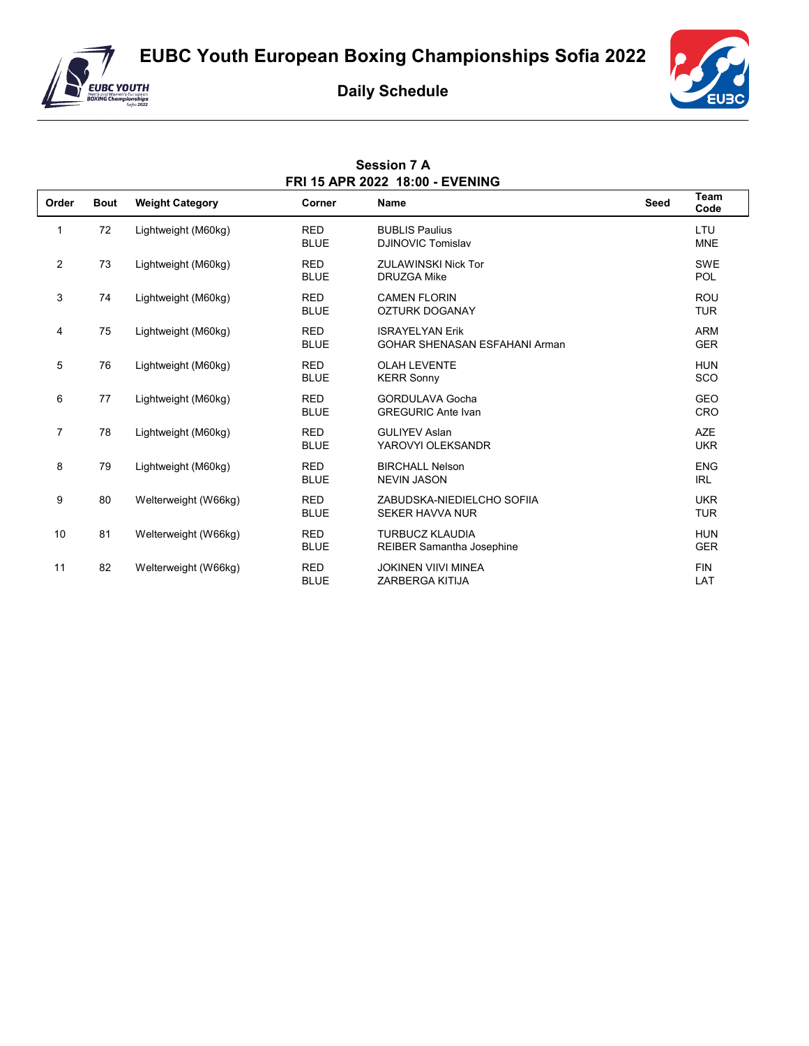# EUBC Youth European Boxing Championships Sofia 2022

## Daily Schedule

### Session 7 A
### FRI 15 APR 2022 18:00 - EVENING

| Order | Bout | Weight Category | Corner | Name | Seed | Team Code |
|---|---|---|---|---|---|---|
| 1 | 72 | Lightweight (M60kg) | RED | BUBLIS Paulius | | LTU |
| | | | BLUE | DJINOVIC Tomislav | | MNE |
| 2 | 73 | Lightweight (M60kg) | RED | ZULAWINSKI Nick Tor | | SWE |
| | | | BLUE | DRUZGA Mike | | POL |
| 3 | 74 | Lightweight (M60kg) | RED | CAMEN FLORIN | | ROU |
| | | | BLUE | OZTURK DOGANAY | | TUR |
| 4 | 75 | Lightweight (M60kg) | RED | ISRAYELYAN Erik | | ARM |
| | | | BLUE | GOHAR SHENASAN ESFAHANI Arman | | GER |
| 5 | 76 | Lightweight (M60kg) | RED | OLAH LEVENTE | | HUN |
| | | | BLUE | KERR Sonny | | SCO |
| 6 | 77 | Lightweight (M60kg) | RED | GORDULAVA Gocha | | GEO |
| | | | BLUE | GREGURIC Ante Ivan | | CRO |
| 7 | 78 | Lightweight (M60kg) | RED | GULIYEV Aslan | | AZE |
| | | | BLUE | YAROVYI OLEKSANDR | | UKR |
| 8 | 79 | Lightweight (M60kg) | RED | BIRCHALL Nelson | | ENG |
| | | | BLUE | NEVIN JASON | | IRL |
| 9 | 80 | Welterweight (W66kg) | RED | ZABUDSKA-NIEDIELCHO SOFIIA | | UKR |
| | | | BLUE | SEKER HAVVA NUR | | TUR |
| 10 | 81 | Welterweight (W66kg) | RED | TURBUCZ KLAUDIA | | HUN |
| | | | BLUE | REIBER Samantha Josephine | | GER |
| 11 | 82 | Welterweight (W66kg) | RED | JOKINEN VIIVI MINEA | | FIN |
| | | | BLUE | ZARBERGA KITIJA | | LAT |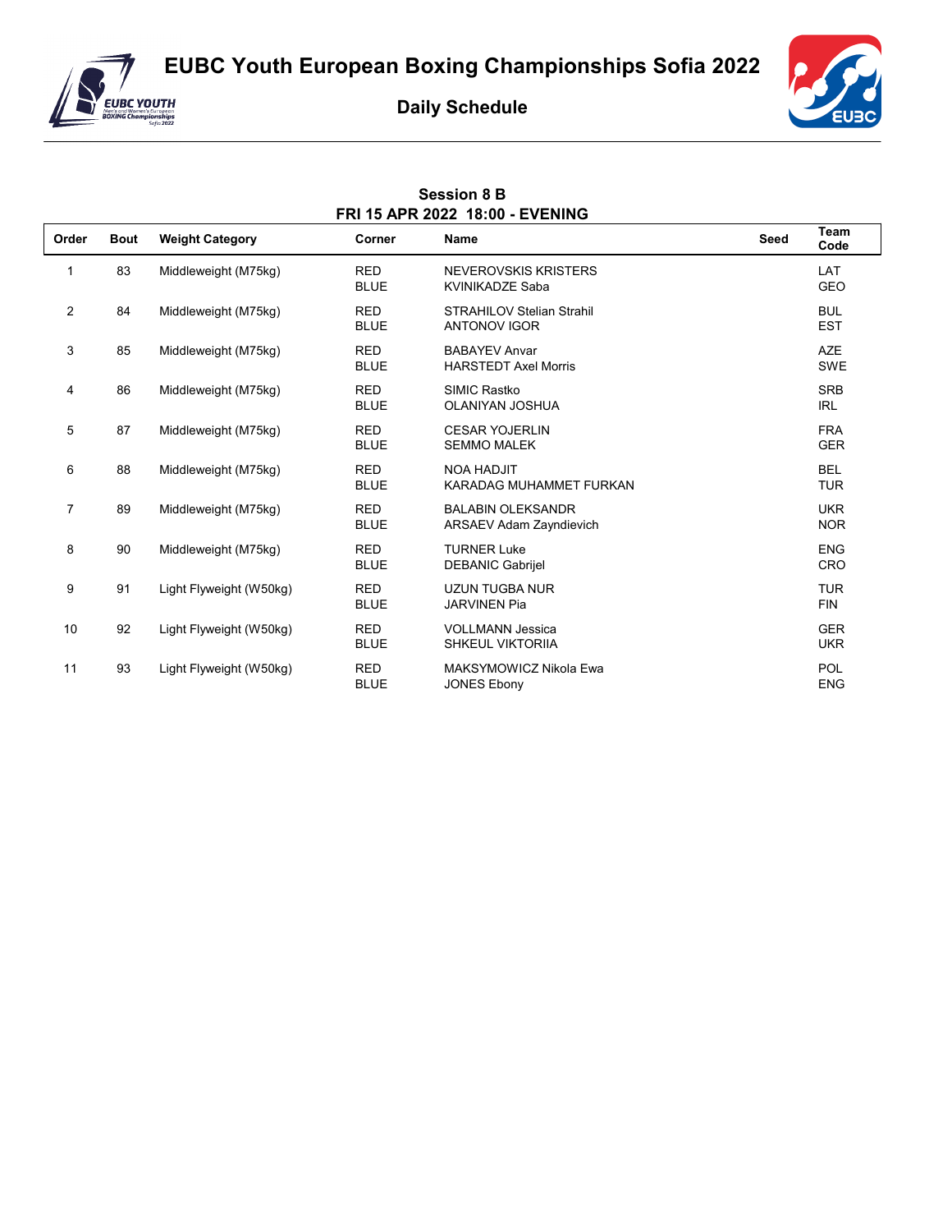# EUBC Youth European Boxing Championships Sofia 2022

## Daily Schedule

### Session 8 B
### FRI 15 APR 2022 18:00 - EVENING

| Order | Bout | Weight Category | Corner | Name | Seed | Team Code |
|---|---|---|---|---|---|---|
| 1 | 83 | Middleweight (M75kg) | RED | NEVEROVSKIS KRISTERS | | LAT |
| | | | BLUE | KVINIKADZE Saba | | GEO |
| 2 | 84 | Middleweight (M75kg) | RED | STRAHILOV Stelian Strahil | | BUL |
| | | | BLUE | ANTONOV IGOR | | EST |
| 3 | 85 | Middleweight (M75kg) | RED | BABAYEV Anvar | | AZE |
| | | | BLUE | HARSTEDT Axel Morris | | SWE |
| 4 | 86 | Middleweight (M75kg) | RED | SIMIC Rastko | | SRB |
| | | | BLUE | OLANIYAN JOSHUA | | IRL |
| 5 | 87 | Middleweight (M75kg) | RED | CESAR YOJERLIN | | FRA |
| | | | BLUE | SEMMO MALEK | | GER |
| 6 | 88 | Middleweight (M75kg) | RED | NOA HADJIT | | BEL |
| | | | BLUE | KARADAG MUHAMMET FURKAN | | TUR |
| 7 | 89 | Middleweight (M75kg) | RED | BALABIN OLEKSANDR | | UKR |
| | | | BLUE | ARSAEV Adam Zayndievich | | NOR |
| 8 | 90 | Middleweight (M75kg) | RED | TURNER Luke | | ENG |
| | | | BLUE | DEBANIC Gabrijel | | CRO |
| 9 | 91 | Light Flyweight (W50kg) | RED | UZUN TUGBA NUR | | TUR |
| | | | BLUE | JARVINEN Pia | | FIN |
| 10 | 92 | Light Flyweight (W50kg) | RED | VOLLMANN Jessica | | GER |
| | | | BLUE | SHKEUL VIKTORIIA | | UKR |
| 11 | 93 | Light Flyweight (W50kg) | RED | MAKSYMOWICZ Nikola Ewa | | POL |
| | | | BLUE | JONES Ebony | | ENG |